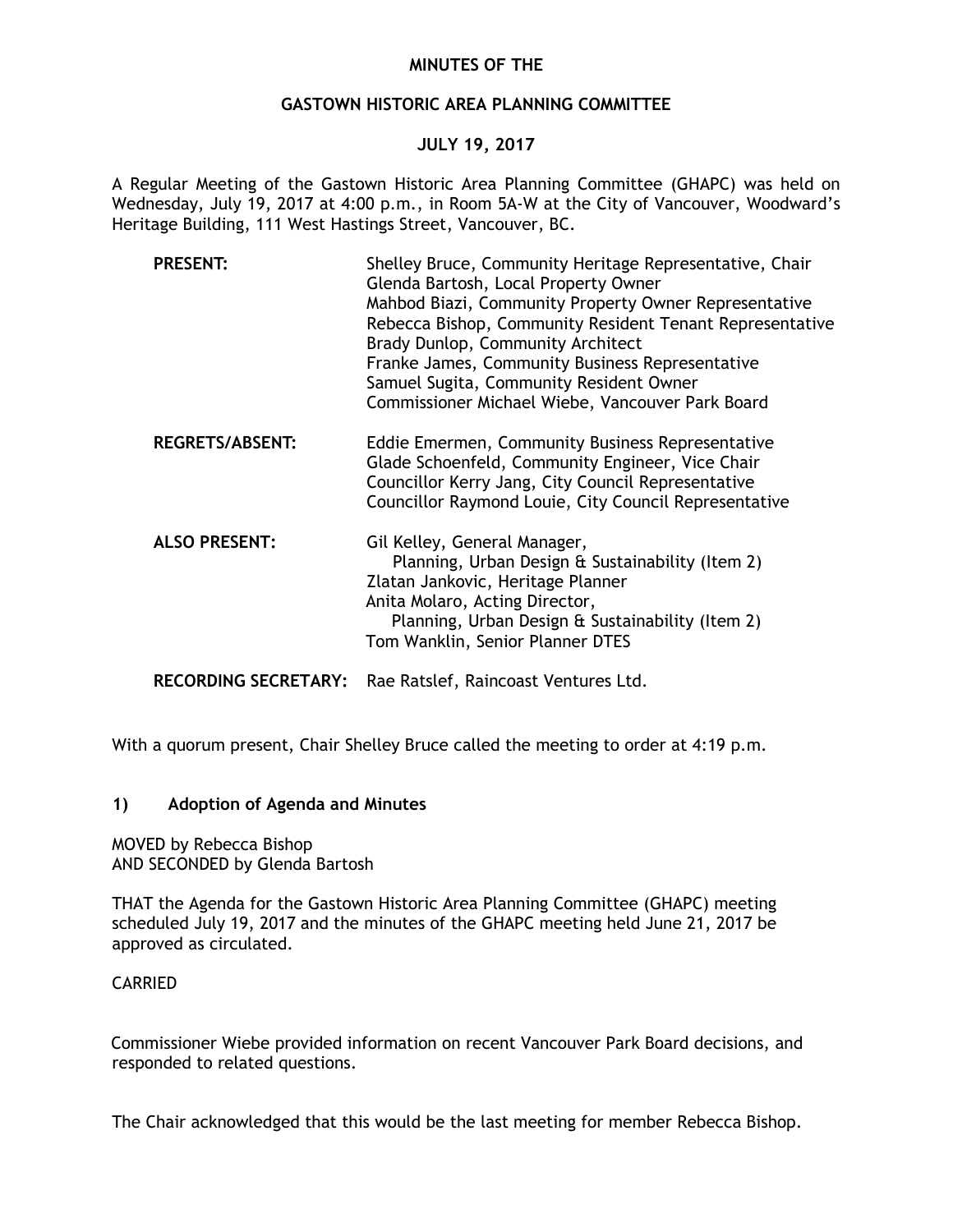# MINUTES OF THE

## GASTOWN HISTORIC AREA PLANNING COMMITTEE

## JULY 19, 2017

A Regular Meeting of the Gastown Historic Area Planning Committee (GHAPC) was held on Wednesday, July 19, 2017 at 4:00 p.m., in Room 5A-W at the City of Vancouver, Woodward's Heritage Building, 111 West Hastings Street, Vancouver, BC.

**PRESENT:**

Shelley Bruce, Community Heritage Representative, Chair
Glenda Bartosh, Local Property Owner
Mahbod Biazi, Community Property Owner Representative
Rebecca Bishop, Community Resident Tenant Representative
Brady Dunlop, Community Architect
Franke James, Community Business Representative
Samuel Sugita, Community Resident Owner
Commissioner Michael Wiebe, Vancouver Park Board

**REGRETS/ABSENT:**

Eddie Emermen, Community Business Representative
Glade Schoenfeld, Community Engineer, Vice Chair
Councillor Kerry Jang, City Council Representative
Councillor Raymond Louie, City Council Representative

**ALSO PRESENT:**

Gil Kelley, General Manager, Planning, Urban Design & Sustainability (Item 2)
Zlatan Jankovic, Heritage Planner
Anita Molaro, Acting Director, Planning, Urban Design & Sustainability (Item 2)
Tom Wanklin, Senior Planner DTES

**RECORDING SECRETARY:** Rae Ratslef, Raincoast Ventures Ltd.

With a quorum present, Chair Shelley Bruce called the meeting to order at 4:19 p.m.

### 1) Adoption of Agenda and Minutes

MOVED by Rebecca Bishop
AND SECONDED by Glenda Bartosh

THAT the Agenda for the Gastown Historic Area Planning Committee (GHAPC) meeting scheduled July 19, 2017 and the minutes of the GHAPC meeting held June 21, 2017 be approved as circulated.

CARRIED

Commissioner Wiebe provided information on recent Vancouver Park Board decisions, and responded to related questions.

The Chair acknowledged that this would be the last meeting for member Rebecca Bishop.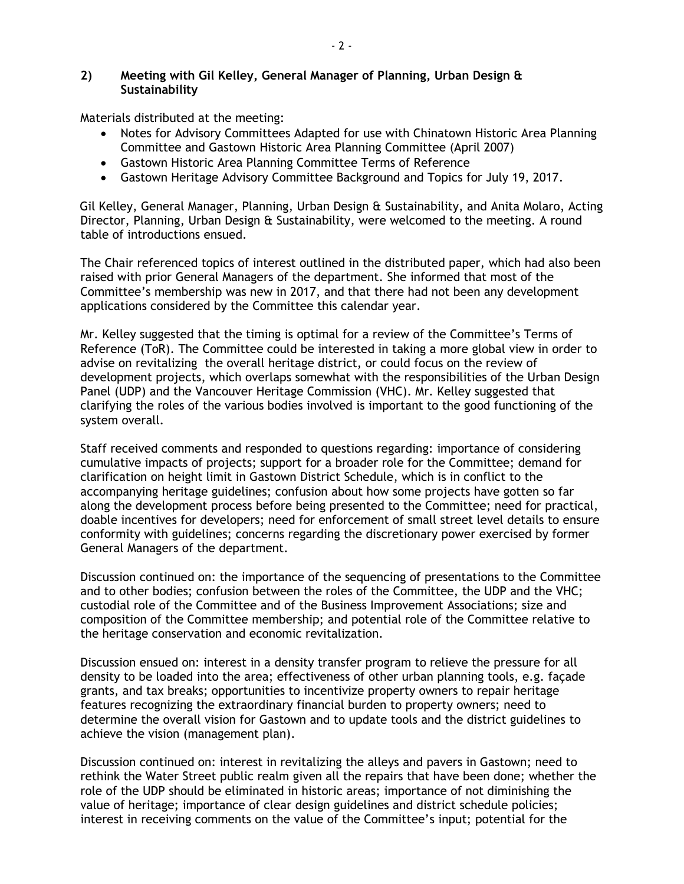## 2) Meeting with Gil Kelley, General Manager of Planning, Urban Design & Sustainability

Materials distributed at the meeting:

- Notes for Advisory Committees Adapted for use with Chinatown Historic Area Planning Committee and Gastown Historic Area Planning Committee (April 2007)
- Gastown Historic Area Planning Committee Terms of Reference
- Gastown Heritage Advisory Committee Background and Topics for July 19, 2017.

Gil Kelley, General Manager, Planning, Urban Design & Sustainability, and Anita Molaro, Acting Director, Planning, Urban Design & Sustainability, were welcomed to the meeting. A round table of introductions ensued.

The Chair referenced topics of interest outlined in the distributed paper, which had also been raised with prior General Managers of the department. She informed that most of the Committee's membership was new in 2017, and that there had not been any development applications considered by the Committee this calendar year.

Mr. Kelley suggested that the timing is optimal for a review of the Committee's Terms of Reference (ToR). The Committee could be interested in taking a more global view in order to advise on revitalizing the overall heritage district, or could focus on the review of development projects, which overlaps somewhat with the responsibilities of the Urban Design Panel (UDP) and the Vancouver Heritage Commission (VHC). Mr. Kelley suggested that clarifying the roles of the various bodies involved is important to the good functioning of the system overall.

Staff received comments and responded to questions regarding: importance of considering cumulative impacts of projects; support for a broader role for the Committee; demand for clarification on height limit in Gastown District Schedule, which is in conflict to the accompanying heritage guidelines; confusion about how some projects have gotten so far along the development process before being presented to the Committee; need for practical, doable incentives for developers; need for enforcement of small street level details to ensure conformity with guidelines; concerns regarding the discretionary power exercised by former General Managers of the department.

Discussion continued on: the importance of the sequencing of presentations to the Committee and to other bodies; confusion between the roles of the Committee, the UDP and the VHC; custodial role of the Committee and of the Business Improvement Associations; size and composition of the Committee membership; and potential role of the Committee relative to the heritage conservation and economic revitalization.

Discussion ensued on: interest in a density transfer program to relieve the pressure for all density to be loaded into the area; effectiveness of other urban planning tools, e.g. façade grants, and tax breaks; opportunities to incentivize property owners to repair heritage features recognizing the extraordinary financial burden to property owners; need to determine the overall vision for Gastown and to update tools and the district guidelines to achieve the vision (management plan).

Discussion continued on: interest in revitalizing the alleys and pavers in Gastown; need to rethink the Water Street public realm given all the repairs that have been done; whether the role of the UDP should be eliminated in historic areas; importance of not diminishing the value of heritage; importance of clear design guidelines and district schedule policies; interest in receiving comments on the value of the Committee's input; potential for the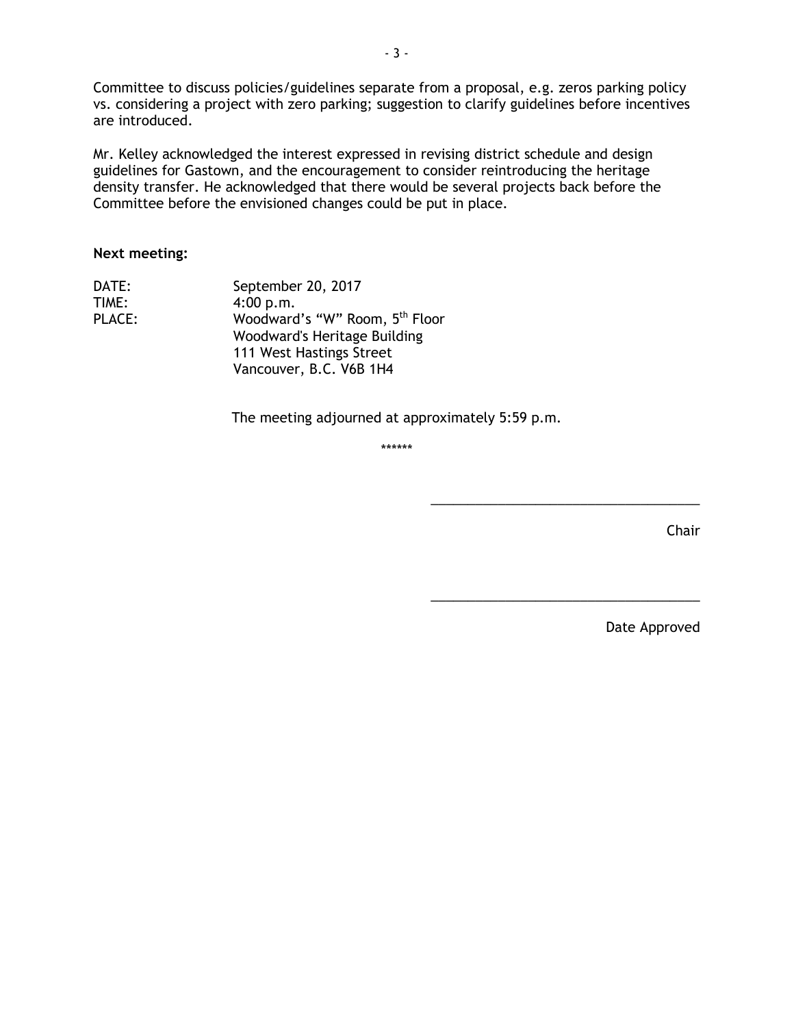Committee to discuss policies/guidelines separate from a proposal, e.g. zeros parking policy vs. considering a project with zero parking; suggestion to clarify guidelines before incentives are introduced.

Mr. Kelley acknowledged the interest expressed in revising district schedule and design guidelines for Gastown, and the encouragement to consider reintroducing the heritage density transfer. He acknowledged that there would be several projects back before the Committee before the envisioned changes could be put in place.

**Next meeting:**

| | |
|---|---|
| DATE: | September 20, 2017 |
| TIME: | 4:00 p.m. |
| PLACE: | Woodward's "W" Room, 5th Floor<br>Woodward's Heritage Building<br>111 West Hastings Street<br>Vancouver, B.C. V6B 1H4 |

The meeting adjourned at approximately 5:59 p.m.

******

\_\_\_\_\_\_\_\_\_\_\_\_\_\_\_\_\_\_\_\_\_\_\_\_\_\_\_\_\_\_\_\_\_\_\_

Chair

\_\_\_\_\_\_\_\_\_\_\_\_\_\_\_\_\_\_\_\_\_\_\_\_\_\_\_\_\_\_\_\_\_\_\_

Date Approved